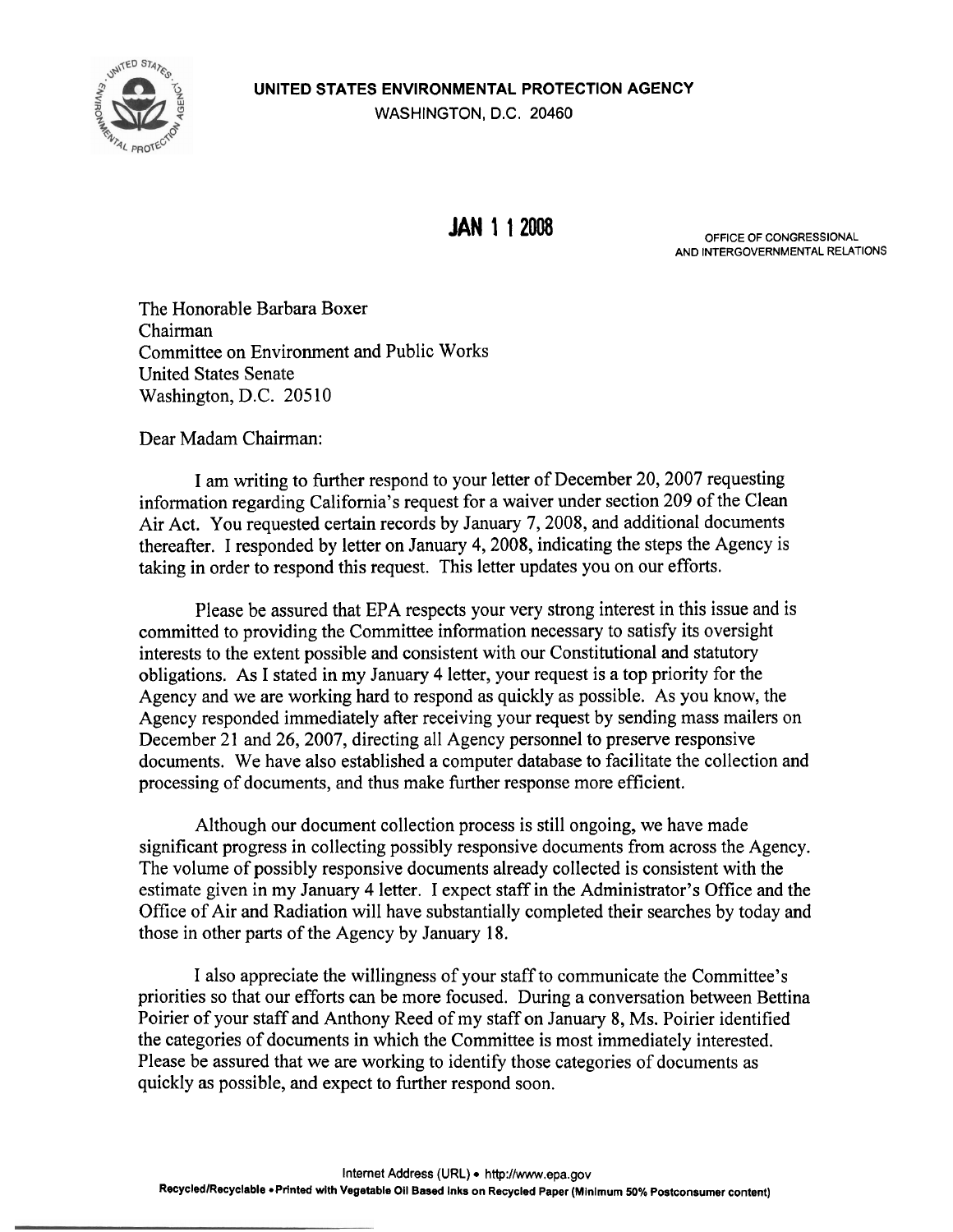**UNITED STATES ENVIRONMENTAL PROTECTION AGENCY**
WASHINGTON, D.C. 20460

**JAN 1 1 2008**

OFFICE OF CONGRESSIONAL AND INTERGOVERNMENTAL RELATIONS

The Honorable Barbara Boxer
Chairman
Committee on Environment and Public Works
United States Senate
Washington, D.C. 20510

Dear Madam Chairman:

I am writing to further respond to your letter of December 20, 2007 requesting information regarding California's request for a waiver under section 209 of the Clean Air Act. You requested certain records by January 7, 2008, and additional documents thereafter. I responded by letter on January 4, 2008, indicating the steps the Agency is taking in order to respond this request. This letter updates you on our efforts.

Please be assured that EPA respects your very strong interest in this issue and is committed to providing the Committee information necessary to satisfy its oversight interests to the extent possible and consistent with our Constitutional and statutory obligations. As I stated in my January 4 letter, your request is a top priority for the Agency and we are working hard to respond as quickly as possible. As you know, the Agency responded immediately after receiving your request by sending mass mailers on December 21 and 26, 2007, directing all Agency personnel to preserve responsive documents. We have also established a computer database to facilitate the collection and processing of documents, and thus make further response more efficient.

Although our document collection process is still ongoing, we have made significant progress in collecting possibly responsive documents from across the Agency. The volume of possibly responsive documents already collected is consistent with the estimate given in my January 4 letter. I expect staff in the Administrator's Office and the Office of Air and Radiation will have substantially completed their searches by today and those in other parts of the Agency by January 18.

I also appreciate the willingness of your staff to communicate the Committee's priorities so that our efforts can be more focused. During a conversation between Bettina Poirier of your staff and Anthony Reed of my staff on January 8, Ms. Poirier identified the categories of documents in which the Committee is most immediately interested. Please be assured that we are working to identify those categories of documents as quickly as possible, and expect to further respond soon.

Internet Address (URL) • http://www.epa.gov
Recycled/Recyclable • Printed with Vegetable Oil Based Inks on Recycled Paper (Minimum 50% Postconsumer content)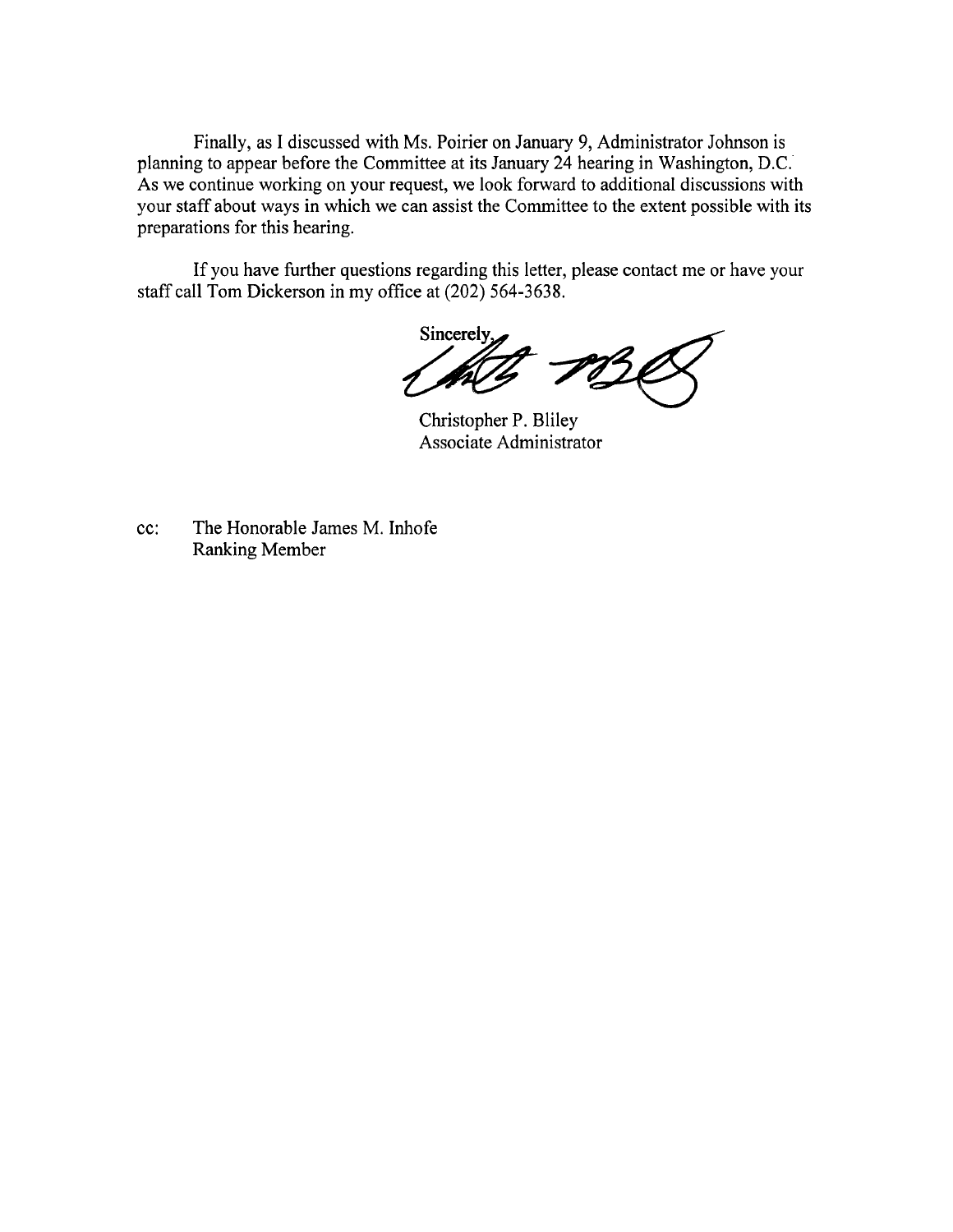Finally, as I discussed with Ms. Poirier on January 9, Administrator Johnson is planning to appear before the Committee at its January 24 hearing in Washington, D.C. As we continue working on your request, we look forward to additional discussions with your staff about ways in which we can assist the Committee to the extent possible with its preparations for this hearing.

If you have further questions regarding this letter, please contact me or have your staff call Tom Dickerson in my office at (202) 564-3638.

Sincerely,

Christopher P. Bliley
Associate Administrator

cc: The Honorable James M. Inhofe
Ranking Member